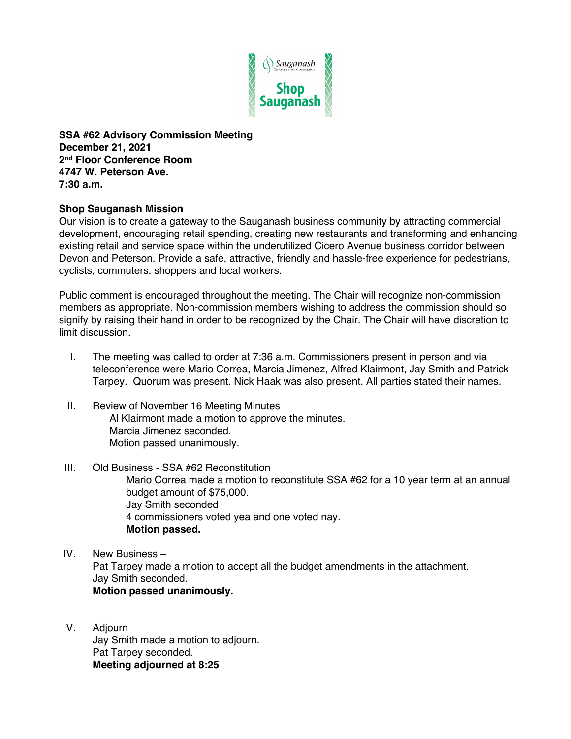**SSA #62 Advisory Commission Meeting**
**December 21, 2021**
**2nd Floor Conference Room**
**4747 W. Peterson Ave.**
**7:30 a.m.**

**Shop Sauganash Mission**
Our vision is to create a gateway to the Sauganash business community by attracting commercial development, encouraging retail spending, creating new restaurants and transforming and enhancing existing retail and service space within the underutilized Cicero Avenue business corridor between Devon and Peterson. Provide a safe, attractive, friendly and hassle-free experience for pedestrians, cyclists, commuters, shoppers and local workers.

Public comment is encouraged throughout the meeting. The Chair will recognize non-commission members as appropriate. Non-commission members wishing to address the commission should so signify by raising their hand in order to be recognized by the Chair. The Chair will have discretion to limit discussion.

I. The meeting was called to order at 7:36 a.m. Commissioners present in person and via teleconference were Mario Correa, Marcia Jimenez, Alfred Klairmont, Jay Smith and Patrick Tarpey. Quorum was present. Nick Haak was also present. All parties stated their names.

II. Review of November 16 Meeting Minutes
   Al Klairmont made a motion to approve the minutes.
   Marcia Jimenez seconded.
   Motion passed unanimously.

III. Old Business - SSA #62 Reconstitution
   Mario Correa made a motion to reconstitute SSA #62 for a 10 year term at an annual budget amount of $75,000.
   Jay Smith seconded
   4 commissioners voted yea and one voted nay.
   **Motion passed.**

IV. New Business –
   Pat Tarpey made a motion to accept all the budget amendments in the attachment.
   Jay Smith seconded.
   **Motion passed unanimously.**

V. Adjourn
   Jay Smith made a motion to adjourn.
   Pat Tarpey seconded.
   **Meeting adjourned at 8:25**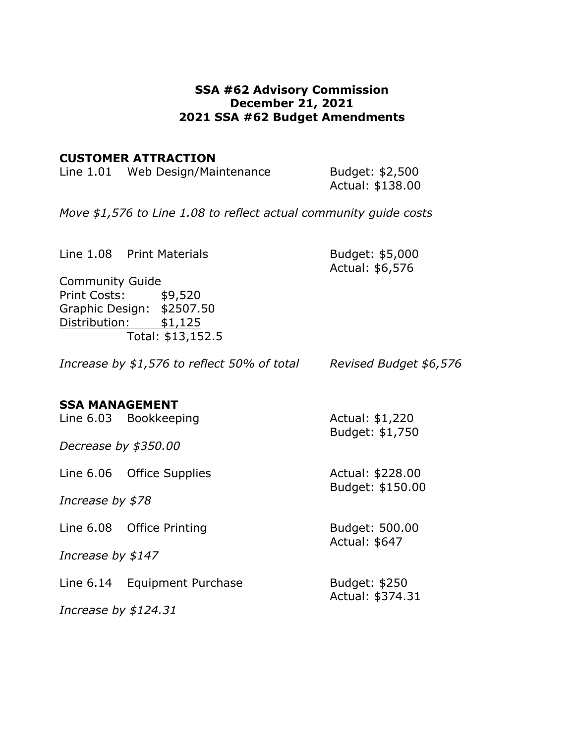**SSA #62 Advisory Commission**
**December 21, 2021**
**2021 SSA #62 Budget Amendments**

## CUSTOMER ATTRACTION

Line 1.01 Web Design/Maintenance — Budget: $2,500
Actual: $138.00

*Move $1,576 to Line 1.08 to reflect actual community guide costs*

Line 1.08 Print Materials — Budget: $5,000
Actual: $6,576

Community Guide
Print Costs: $9,520
Graphic Design: $2507.50
Distribution: $1,125
Total: $13,152.5

*Increase by $1,576 to reflect 50% of total* — *Revised Budget $6,576*

## SSA MANAGEMENT

Line 6.03 Bookkeeping — Actual: $1,220
Budget: $1,750

*Decrease by $350.00*

Line 6.06 Office Supplies — Actual: $228.00
Budget: $150.00

*Increase by $78*

Line 6.08 Office Printing — Budget: 500.00
Actual: $647

*Increase by $147*

Line 6.14 Equipment Purchase — Budget: $250
Actual: $374.31

*Increase by $124.31*